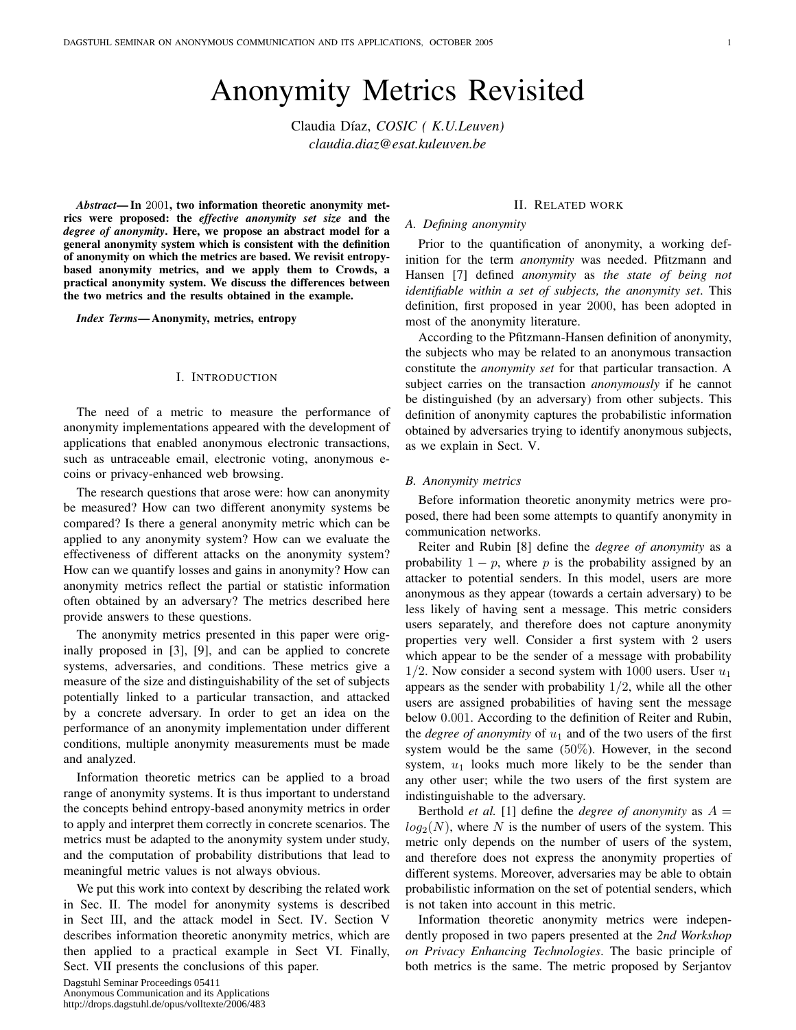# Anonymity Metrics Revisited

Claudia Díaz, *COSIC ( K.U.Leuven)*
*claudia.diaz@esat.kuleuven.be*

***Abstract*— In 2001, two information theoretic anonymity metrics were proposed: the *effective anonymity set size* and the *degree of anonymity*. Here, we propose an abstract model for a general anonymity system which is consistent with the definition of anonymity on which the metrics are based. We revisit entropy-based anonymity metrics, and we apply them to Crowds, a practical anonymity system. We discuss the differences between the two metrics and the results obtained in the example.**

***Index Terms*— Anonymity, metrics, entropy**

## I. Introduction

The need of a metric to measure the performance of anonymity implementations appeared with the development of applications that enabled anonymous electronic transactions, such as untraceable email, electronic voting, anonymous e-coins or privacy-enhanced web browsing.

The research questions that arose were: how can anonymity be measured? How can two different anonymity systems be compared? Is there a general anonymity metric which can be applied to any anonymity system? How can we evaluate the effectiveness of different attacks on the anonymity system? How can we quantify losses and gains in anonymity? How can anonymity metrics reflect the partial or statistic information often obtained by an adversary? The metrics described here provide answers to these questions.

The anonymity metrics presented in this paper were originally proposed in [3], [9], and can be applied to concrete systems, adversaries, and conditions. These metrics give a measure of the size and distinguishability of the set of subjects potentially linked to a particular transaction, and attacked by a concrete adversary. In order to get an idea on the performance of an anonymity implementation under different conditions, multiple anonymity measurements must be made and analyzed.

Information theoretic metrics can be applied to a broad range of anonymity systems. It is thus important to understand the concepts behind entropy-based anonymity metrics in order to apply and interpret them correctly in concrete scenarios. The metrics must be adapted to the anonymity system under study, and the computation of probability distributions that lead to meaningful metric values is not always obvious.

We put this work into context by describing the related work in Sec. II. The model for anonymity systems is described in Sect III, and the attack model in Sect. IV. Section V describes information theoretic anonymity metrics, which are then applied to a practical example in Sect VI. Finally, Sect. VII presents the conclusions of this paper.

Dagstuhl Seminar Proceedings 05411
Anonymous Communication and its Applications
http://drops.dagstuhl.de/opus/volltexte/2006/483

## II. Related work

### A. Defining anonymity

Prior to the quantification of anonymity, a working definition for the term *anonymity* was needed. Pfitzmann and Hansen [7] defined *anonymity* as *the state of being not identifiable within a set of subjects, the anonymity set*. This definition, first proposed in year 2000, has been adopted in most of the anonymity literature.

According to the Pfitzmann-Hansen definition of anonymity, the subjects who may be related to an anonymous transaction constitute the *anonymity set* for that particular transaction. A subject carries on the transaction *anonymously* if he cannot be distinguished (by an adversary) from other subjects. This definition of anonymity captures the probabilistic information obtained by adversaries trying to identify anonymous subjects, as we explain in Sect. V.

### B. Anonymity metrics

Before information theoretic anonymity metrics were proposed, there had been some attempts to quantify anonymity in communication networks.

Reiter and Rubin [8] define the *degree of anonymity* as a probability $1 - p$, where $p$ is the probability assigned by an attacker to potential senders. In this model, users are more anonymous as they appear (towards a certain adversary) to be less likely of having sent a message. This metric considers users separately, and therefore does not capture anonymity properties very well. Consider a first system with 2 users which appear to be the sender of a message with probability $1/2$. Now consider a second system with 1000 users. User $u_1$ appears as the sender with probability $1/2$, while all the other users are assigned probabilities of having sent the message below $0.001$. According to the definition of Reiter and Rubin, the *degree of anonymity* of $u_1$ and of the two users of the first system would be the same ($50\%$). However, in the second system, $u_1$ looks much more likely to be the sender than any other user; while the two users of the first system are indistinguishable to the adversary.

Berthold *et al.* [1] define the *degree of anonymity* as $A = log_2(N)$, where $N$ is the number of users of the system. This metric only depends on the number of users of the system, and therefore does not express the anonymity properties of different systems. Moreover, adversaries may be able to obtain probabilistic information on the set of potential senders, which is not taken into account in this metric.

Information theoretic anonymity metrics were independently proposed in two papers presented at the *2nd Workshop on Privacy Enhancing Technologies*. The basic principle of both metrics is the same. The metric proposed by Serjantov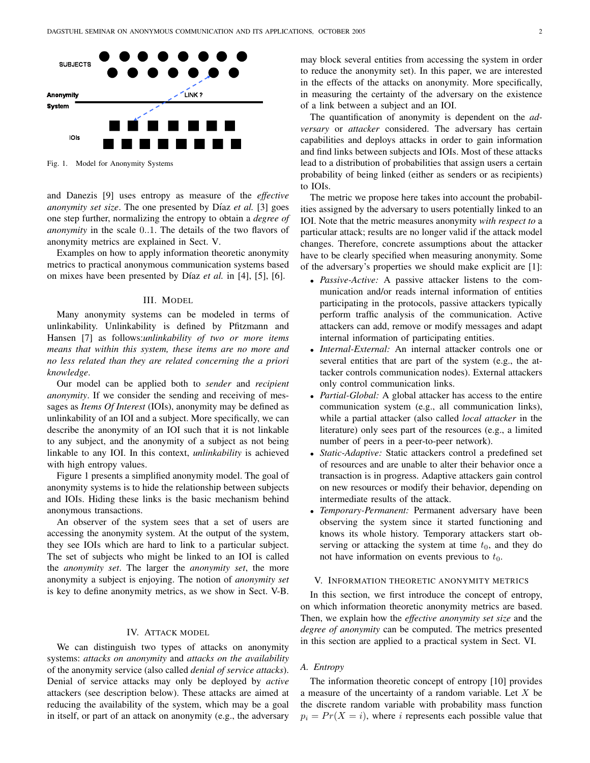Fig. 1. Model for Anonymity Systems

and Danezis [9] uses entropy as measure of the *effective anonymity set size*. The one presented by Díaz *et al.* [3] goes one step further, normalizing the entropy to obtain a *degree of anonymity* in the scale $0..1$. The details of the two flavors of anonymity metrics are explained in Sect. V.

Examples on how to apply information theoretic anonymity metrics to practical anonymous communication systems based on mixes have been presented by Díaz *et al.* in [4], [5], [6].

## III. Model

Many anonymity systems can be modeled in terms of unlinkability. Unlinkability is defined by Pfitzmann and Hansen [7] as follows:*unlinkability of two or more items means that within this system, these items are no more and no less related than they are related concerning the a priori knowledge*.

Our model can be applied both to *sender* and *recipient anonymity*. If we consider the sending and receiving of messages as *Items Of Interest* (IOIs), anonymity may be defined as unlinkability of an IOI and a subject. More specifically, we can describe the anonymity of an IOI such that it is not linkable to any subject, and the anonymity of a subject as not being linkable to any IOI. In this context, *unlinkability* is achieved with high entropy values.

Figure 1 presents a simplified anonymity model. The goal of anonymity systems is to hide the relationship between subjects and IOIs. Hiding these links is the basic mechanism behind anonymous transactions.

An observer of the system sees that a set of users are accessing the anonymity system. At the output of the system, they see IOIs which are hard to link to a particular subject. The set of subjects who might be linked to an IOI is called the *anonymity set*. The larger the *anonymity set*, the more anonymity a subject is enjoying. The notion of *anonymity set* is key to define anonymity metrics, as we show in Sect. V-B.

## IV. Attack model

We can distinguish two types of attacks on anonymity systems: *attacks on anonymity* and *attacks on the availability* of the anonymity service (also called *denial of service attacks*). Denial of service attacks may only be deployed by *active* attackers (see description below). These attacks are aimed at reducing the availability of the system, which may be a goal in itself, or part of an attack on anonymity (e.g., the adversary may block several entities from accessing the system in order to reduce the anonymity set). In this paper, we are interested in the effects of the attacks on anonymity. More specifically, in measuring the certainty of the adversary on the existence of a link between a subject and an IOI.

The quantification of anonymity is dependent on the *adversary* or *attacker* considered. The adversary has certain capabilities and deploys attacks in order to gain information and find links between subjects and IOIs. Most of these attacks lead to a distribution of probabilities that assign users a certain probability of being linked (either as senders or as recipients) to IOIs.

The metric we propose here takes into account the probabilities assigned by the adversary to users potentially linked to an IOI. Note that the metric measures anonymity *with respect to* a particular attack; results are no longer valid if the attack model changes. Therefore, concrete assumptions about the attacker have to be clearly specified when measuring anonymity. Some of the adversary's properties we should make explicit are [1]:

- *Passive-Active:* A passive attacker listens to the communication and/or reads internal information of entities participating in the protocols, passive attackers typically perform traffic analysis of the communication. Active attackers can add, remove or modify messages and adapt internal information of participating entities.
- *Internal-External:* An internal attacker controls one or several entities that are part of the system (e.g., the attacker controls communication nodes). External attackers only control communication links.
- *Partial-Global:* A global attacker has access to the entire communication system (e.g., all communication links), while a partial attacker (also called *local attacker* in the literature) only sees part of the resources (e.g., a limited number of peers in a peer-to-peer network).
- *Static-Adaptive:* Static attackers control a predefined set of resources and are unable to alter their behavior once a transaction is in progress. Adaptive attackers gain control on new resources or modify their behavior, depending on intermediate results of the attack.
- *Temporary-Permanent:* Permanent adversary have been observing the system since it started functioning and knows its whole history. Temporary attackers start observing or attacking the system at time $t_0$, and they do not have information on events previous to $t_0$.

## V. Information theoretic anonymity metrics

In this section, we first introduce the concept of entropy, on which information theoretic anonymity metrics are based. Then, we explain how the *effective anonymity set size* and the *degree of anonymity* can be computed. The metrics presented in this section are applied to a practical system in Sect. VI.

### A. Entropy

The information theoretic concept of entropy [10] provides a measure of the uncertainty of a random variable. Let $X$ be the discrete random variable with probability mass function $p_i = Pr(X = i)$, where $i$ represents each possible value that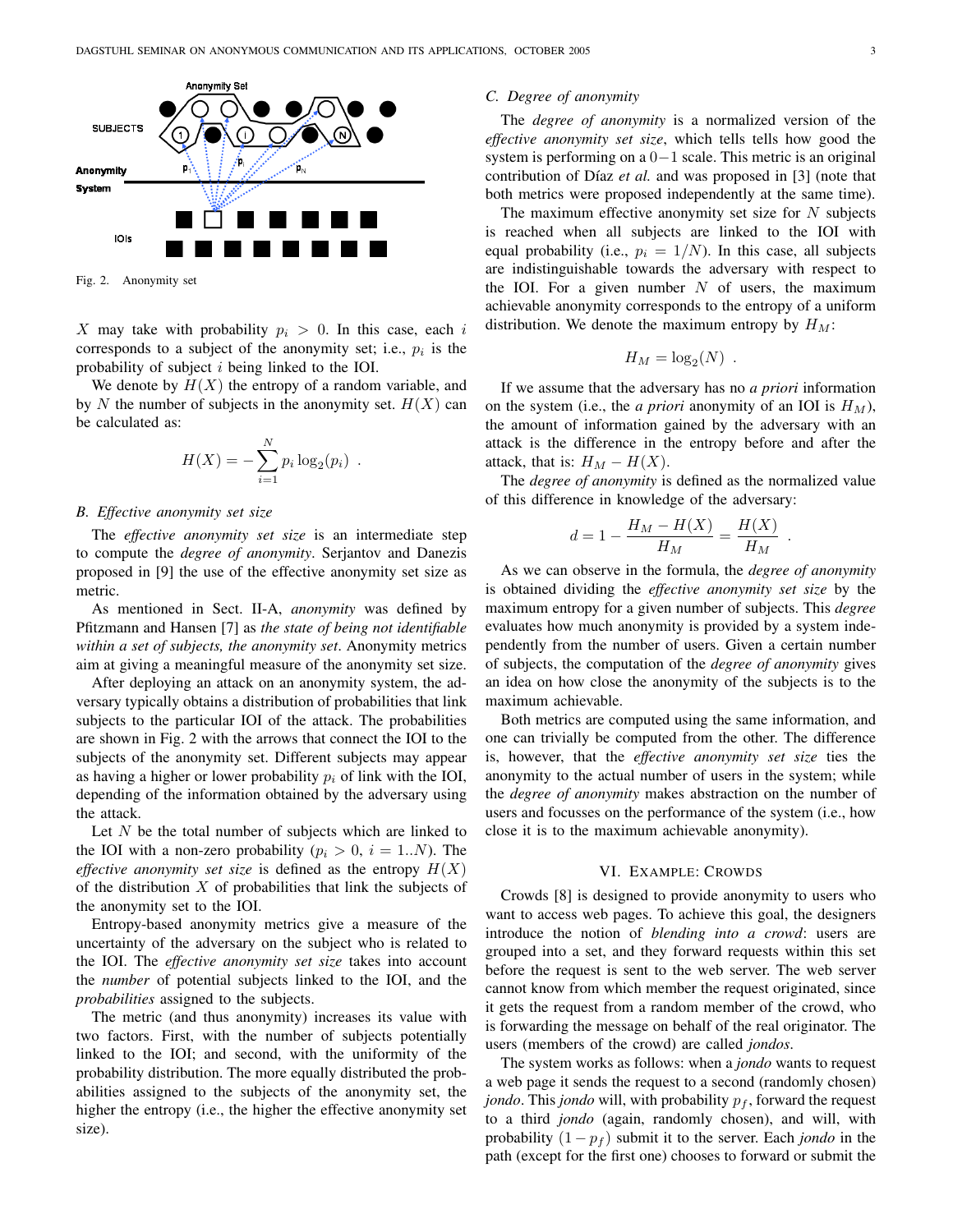Fig. 2. Anonymity set

$X$ may take with probability $p_i > 0$. In this case, each $i$ corresponds to a subject of the anonymity set; i.e., $p_i$ is the probability of subject $i$ being linked to the IOI.

We denote by $H(X)$ the entropy of a random variable, and by $N$ the number of subjects in the anonymity set. $H(X)$ can be calculated as:

$$H(X) = -\sum_{i=1}^{N} p_i \log_2(p_i) \ .$$

### B. Effective anonymity set size

The *effective anonymity set size* is an intermediate step to compute the *degree of anonymity*. Serjantov and Danezis proposed in [9] the use of the effective anonymity set size as metric.

As mentioned in Sect. II-A, *anonymity* was defined by Pfitzmann and Hansen [7] as *the state of being not identifiable within a set of subjects, the anonymity set*. Anonymity metrics aim at giving a meaningful measure of the anonymity set size.

After deploying an attack on an anonymity system, the adversary typically obtains a distribution of probabilities that link subjects to the particular IOI of the attack. The probabilities are shown in Fig. 2 with the arrows that connect the IOI to the subjects of the anonymity set. Different subjects may appear as having a higher or lower probability $p_i$ of link with the IOI, depending of the information obtained by the adversary using the attack.

Let $N$ be the total number of subjects which are linked to the IOI with a non-zero probability ($p_i > 0$, $i = 1..N$). The *effective anonymity set size* is defined as the entropy $H(X)$ of the distribution $X$ of probabilities that link the subjects of the anonymity set to the IOI.

Entropy-based anonymity metrics give a measure of the uncertainty of the adversary on the subject who is related to the IOI. The *effective anonymity set size* takes into account the *number* of potential subjects linked to the IOI, and the *probabilities* assigned to the subjects.

The metric (and thus anonymity) increases its value with two factors. First, with the number of subjects potentially linked to the IOI; and second, with the uniformity of the probability distribution. The more equally distributed the probabilities assigned to the subjects of the anonymity set, the higher the entropy (i.e., the higher the effective anonymity set size).

### C. Degree of anonymity

The *degree of anonymity* is a normalized version of the *effective anonymity set size*, which tells tells how good the system is performing on a $0-1$ scale. This metric is an original contribution of Díaz *et al.* and was proposed in [3] (note that both metrics were proposed independently at the same time).

The maximum effective anonymity set size for $N$ subjects is reached when all subjects are linked to the IOI with equal probability (i.e., $p_i = 1/N$). In this case, all subjects are indistinguishable towards the adversary with respect to the IOI. For a given number $N$ of users, the maximum achievable anonymity corresponds to the entropy of a uniform distribution. We denote the maximum entropy by $H_M$:

$$H_M = \log_2(N) \ .$$

If we assume that the adversary has no *a priori* information on the system (i.e., the *a priori* anonymity of an IOI is $H_M$), the amount of information gained by the adversary with an attack is the difference in the entropy before and after the attack, that is: $H_M - H(X)$.

The *degree of anonymity* is defined as the normalized value of this difference in knowledge of the adversary:

$$d = 1 - \frac{H_M - H(X)}{H_M} = \frac{H(X)}{H_M} \ .$$

As we can observe in the formula, the *degree of anonymity* is obtained dividing the *effective anonymity set size* by the maximum entropy for a given number of subjects. This *degree* evaluates how much anonymity is provided by a system independently from the number of users. Given a certain number of subjects, the computation of the *degree of anonymity* gives an idea on how close the anonymity of the subjects is to the maximum achievable.

Both metrics are computed using the same information, and one can trivially be computed from the other. The difference is, however, that the *effective anonymity set size* ties the anonymity to the actual number of users in the system; while the *degree of anonymity* makes abstraction on the number of users and focusses on the performance of the system (i.e., how close it is to the maximum achievable anonymity).

## VI. Example: Crowds

Crowds [8] is designed to provide anonymity to users who want to access web pages. To achieve this goal, the designers introduce the notion of *blending into a crowd*: users are grouped into a set, and they forward requests within this set before the request is sent to the web server. The web server cannot know from which member the request originated, since it gets the request from a random member of the crowd, who is forwarding the message on behalf of the real originator. The users (members of the crowd) are called *jondos*.

The system works as follows: when a *jondo* wants to request a web page it sends the request to a second (randomly chosen) *jondo*. This *jondo* will, with probability $p_f$, forward the request to a third *jondo* (again, randomly chosen), and will, with probability $(1 - p_f)$ submit it to the server. Each *jondo* in the path (except for the first one) chooses to forward or submit the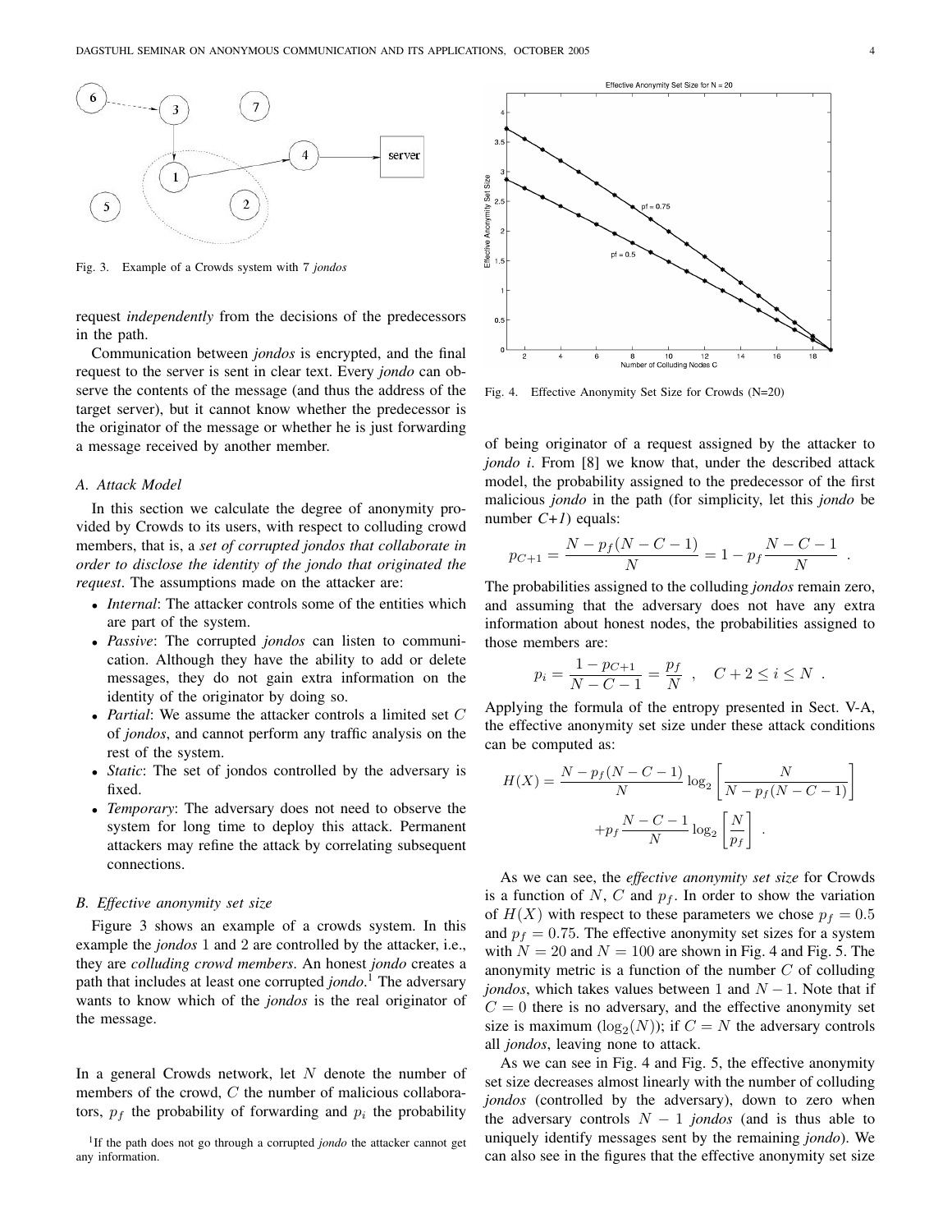Fig. 3. Example of a Crowds system with 7 *jondos*

request *independently* from the decisions of the predecessors in the path.

Communication between *jondos* is encrypted, and the final request to the server is sent in clear text. Every *jondo* can observe the contents of the message (and thus the address of the target server), but it cannot know whether the predecessor is the originator of the message or whether he is just forwarding a message received by another member.

### A. Attack Model

In this section we calculate the degree of anonymity provided by Crowds to its users, with respect to colluding crowd members, that is, a *set of corrupted jondos that collaborate in order to disclose the identity of the jondo that originated the request*. The assumptions made on the attacker are:

- *Internal*: The attacker controls some of the entities which are part of the system.
- *Passive*: The corrupted *jondos* can listen to communication. Although they have the ability to add or delete messages, they do not gain extra information on the identity of the originator by doing so.
- *Partial*: We assume the attacker controls a limited set $C$ of *jondos*, and cannot perform any traffic analysis on the rest of the system.
- *Static*: The set of jondos controlled by the adversary is fixed.
- *Temporary*: The adversary does not need to observe the system for long time to deploy this attack. Permanent attackers may refine the attack by correlating subsequent connections.

### B. Effective anonymity set size

Figure 3 shows an example of a crowds system. In this example the *jondos* 1 and 2 are controlled by the attacker, i.e., they are *colluding crowd members*. An honest *jondo* creates a path that includes at least one corrupted *jondo*.[1] The adversary wants to know which of the *jondos* is the real originator of the message.

In a general Crowds network, let $N$ denote the number of members of the crowd, $C$ the number of malicious collaborators, $p_f$ the probability of forwarding and $p_i$ the probability of being originator of a request assigned by the attacker to *jondo i*. From [8] we know that, under the described attack model, the probability assigned to the predecessor of the first malicious *jondo* in the path (for simplicity, let this *jondo* be number *C+1*) equals:

$$p_{C+1} = \frac{N - p_f(N-C-1)}{N} = 1 - p_f\frac{N-C-1}{N} \quad .$$

The probabilities assigned to the colluding *jondos* remain zero, and assuming that the adversary does not have any extra information about honest nodes, the probabilities assigned to those members are:

$$p_i = \frac{1-p_{C+1}}{N-C-1} = \frac{p_f}{N} \quad , \quad C+2 \leq i \leq N \quad .$$

Applying the formula of the entropy presented in Sect. V-A, the effective anonymity set size under these attack conditions can be computed as:

$$H(X) = \frac{N - p_f(N-C-1)}{N}\log_2\left[\frac{N}{N-p_f(N-C-1)}\right] + p_f\frac{N-C-1}{N}\log_2\left[\frac{N}{p_f}\right] \quad .$$

Fig. 4. Effective Anonymity Set Size for Crowds (N=20)

As we can see, the *effective anonymity set size* for Crowds is a function of $N$, $C$ and $p_f$. In order to show the variation of $H(X)$ with respect to these parameters we chose $p_f = 0.5$ and $p_f = 0.75$. The effective anonymity set sizes for a system with $N = 20$ and $N = 100$ are shown in Fig. 4 and Fig. 5. The anonymity metric is a function of the number $C$ of colluding *jondos*, which takes values between 1 and $N-1$. Note that if $C = 0$ there is no adversary, and the effective anonymity set size is maximum ($\log_2(N)$); if $C = N$ the adversary controls all *jondos*, leaving none to attack.

As we can see in Fig. 4 and Fig. 5, the effective anonymity set size decreases almost linearly with the number of colluding *jondos* (controlled by the adversary), down to zero when the adversary controls $N-1$ *jondos* (and is thus able to uniquely identify messages sent by the remaining *jondo*). We can also see in the figures that the effective anonymity set size

[1] If the path does not go through a corrupted *jondo* the attacker cannot get any information.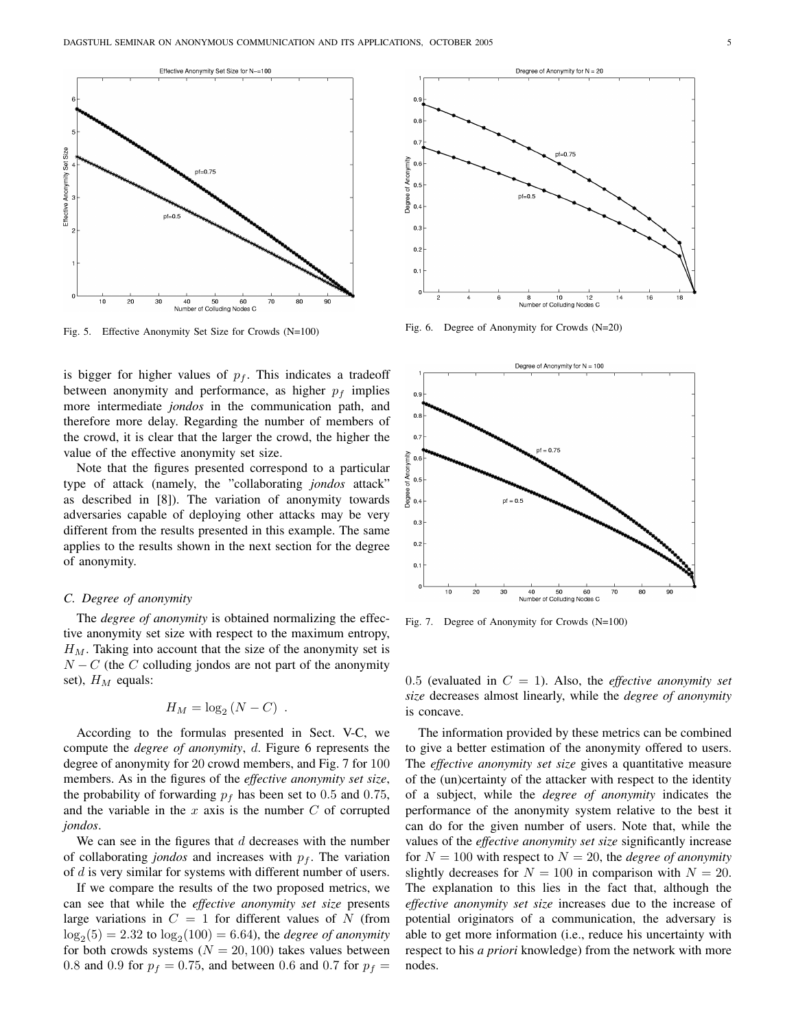Fig. 5. Effective Anonymity Set Size for Crowds (N=100)

Fig. 6. Degree of Anonymity for Crowds (N=20)

is bigger for higher values of $p_f$. This indicates a tradeoff between anonymity and performance, as higher $p_f$ implies more intermediate *jondos* in the communication path, and therefore more delay. Regarding the number of members of the crowd, it is clear that the larger the crowd, the higher the value of the effective anonymity set size.

Note that the figures presented correspond to a particular type of attack (namely, the "collaborating *jondos* attack" as described in [8]). The variation of anonymity towards adversaries capable of deploying other attacks may be very different from the results presented in this example. The same applies to the results shown in the next section for the degree of anonymity.

### C. Degree of anonymity

The *degree of anonymity* is obtained normalizing the effective anonymity set size with respect to the maximum entropy, $H_M$. Taking into account that the size of the anonymity set is $N - C$ (the $C$ colluding jondos are not part of the anonymity set), $H_M$ equals:

$$H_M = \log_2 (N - C) \ .$$

According to the formulas presented in Sect. V-C, we compute the *degree of anonymity*, $d$. Figure 6 represents the degree of anonymity for 20 crowd members, and Fig. 7 for 100 members. As in the figures of the *effective anonymity set size*, the probability of forwarding $p_f$ has been set to 0.5 and 0.75, and the variable in the $x$ axis is the number $C$ of corrupted *jondos*.

We can see in the figures that $d$ decreases with the number of collaborating *jondos* and increases with $p_f$. The variation of $d$ is very similar for systems with different number of users.

If we compare the results of the two proposed metrics, we can see that while the *effective anonymity set size* presents large variations in $C = 1$ for different values of $N$ (from $\log_2(5) = 2.32$ to $\log_2(100) = 6.64$), the *degree of anonymity* for both crowds systems ($N = 20, 100$) takes values between 0.8 and 0.9 for $p_f = 0.75$, and between 0.6 and 0.7 for $p_f = 0.5$ (evaluated in $C = 1$). Also, the *effective anonymity set size* decreases almost linearly, while the *degree of anonymity* is concave.

Fig. 7. Degree of Anonymity for Crowds (N=100)

The information provided by these metrics can be combined to give a better estimation of the anonymity offered to users. The *effective anonymity set size* gives a quantitative measure of the (un)certainty of the attacker with respect to the identity of a subject, while the *degree of anonymity* indicates the performance of the anonymity system relative to the best it can do for the given number of users. Note that, while the values of the *effective anonymity set size* significantly increase for $N = 100$ with respect to $N = 20$, the *degree of anonymity* slightly decreases for $N = 100$ in comparison with $N = 20$. The explanation to this lies in the fact that, although the *effective anonymity set size* increases due to the increase of potential originators of a communication, the adversary is able to get more information (i.e., reduce his uncertainty with respect to his *a priori* knowledge) from the network with more nodes.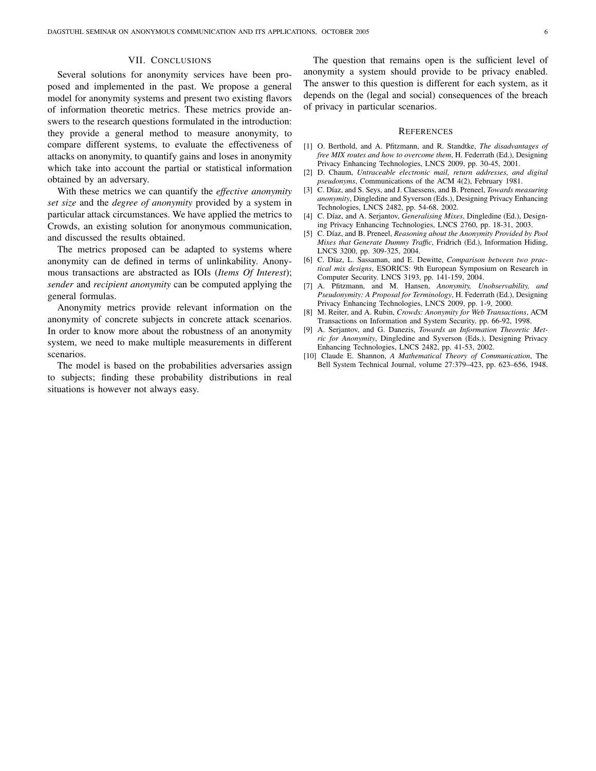## VII. Conclusions

Several solutions for anonymity services have been proposed and implemented in the past. We propose a general model for anonymity systems and present two existing flavors of information theoretic metrics. These metrics provide answers to the research questions formulated in the introduction: they provide a general method to measure anonymity, to compare different systems, to evaluate the effectiveness of attacks on anonymity, to quantify gains and loses in anonymity which take into account the partial or statistical information obtained by an adversary.

With these metrics we can quantify the *effective anonymity set size* and the *degree of anonymity* provided by a system in particular attack circumstances. We have applied the metrics to Crowds, an existing solution for anonymous communication, and discussed the results obtained.

The metrics proposed can be adapted to systems where anonymity can de defined in terms of unlinkability. Anonymous transactions are abstracted as IOIs (*Items Of Interest*); *sender* and *recipient anonymity* can be computed applying the general formulas.

Anonymity metrics provide relevant information on the anonymity of concrete subjects in concrete attack scenarios. In order to know more about the robustness of an anonymity system, we need to make multiple measurements in different scenarios.

The model is based on the probabilities adversaries assign to subjects; finding these probability distributions in real situations is however not always easy.

The question that remains open is the sufficient level of anonymity a system should provide to be privacy enabled. The answer to this question is different for each system, as it depends on the (legal and social) consequences of the breach of privacy in particular scenarios.

## References

[1] O. Berthold, and A. Pfitzmann, and R. Standtke, *The disadvantages of free MIX routes and how to overcome them*, H. Federrath (Ed.), Designing Privacy Enhancing Technologies, LNCS 2009, pp. 30-45, 2001.

[2] D. Chaum, *Untraceable electronic mail, return addresses, and digital pseudonyms*, Communications of the ACM 4(2), February 1981.

[3] C. Díaz, and S. Seys, and J. Claessens, and B. Preneel, *Towards measuring anonymity*, Dingledine and Syverson (Eds.), Designing Privacy Enhancing Technologies, LNCS 2482, pp. 54-68, 2002.

[4] C. Díaz, and A. Serjantov, *Generalising Mixes*, Dingledine (Ed.), Designing Privacy Enhancing Technologies, LNCS 2760, pp. 18-31, 2003.

[5] C. Díaz, and B. Preneel, *Reasoning about the Anonymity Provided by Pool Mixes that Generate Dummy Traffic*, Fridrich (Ed.), Information Hiding, LNCS 3200, pp. 309-325, 2004.

[6] C. Díaz, L. Sassaman, and E. Dewitte, *Comparison between two practical mix designs*, ESORICS: 9th European Symposium on Research in Computer Security. LNCS 3193, pp. 141-159, 2004.

[7] A. Pfitzmann, and M. Hansen, *Anonymity, Unobservability, and Pseudonymity: A Proposal for Terminology*, H. Federrath (Ed.), Designing Privacy Enhancing Technologies, LNCS 2009, pp. 1-9, 2000.

[8] M. Reiter, and A. Rubin, *Crowds: Anonymity for Web Transactions*, ACM Transactions on Information and System Security, pp. 66-92, 1998.

[9] A. Serjantov, and G. Danezis, *Towards an Information Theoretic Metric for Anonymity*, Dingledine and Syverson (Eds.), Designing Privacy Enhancing Technologies, LNCS 2482, pp. 41-53, 2002.

[10] Claude E. Shannon, *A Mathematical Theory of Communication*, The Bell System Technical Journal, volume 27:379–423, pp. 623–656, 1948.